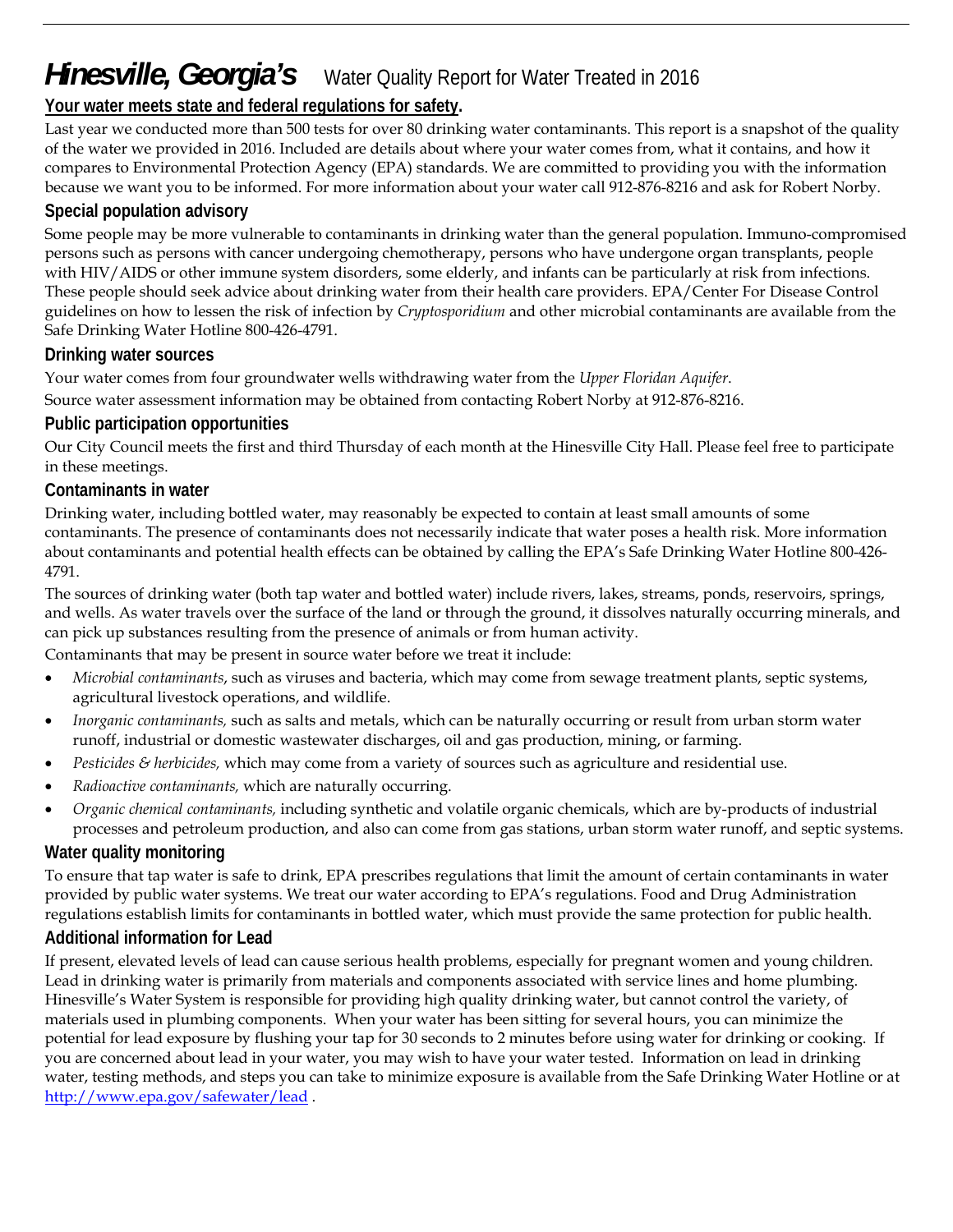# ***Hinesville, Georgia's*** Water Quality Report for Water Treated in 2016

**Your water meets state and federal regulations for safety.**

Last year we conducted more than 500 tests for over 80 drinking water contaminants. This report is a snapshot of the quality of the water we provided in 2016. Included are details about where your water comes from, what it contains, and how it compares to Environmental Protection Agency (EPA) standards. We are committed to providing you with the information because we want you to be informed. For more information about your water call 912-876-8216 and ask for Robert Norby.

## Special population advisory

Some people may be more vulnerable to contaminants in drinking water than the general population. Immuno-compromised persons such as persons with cancer undergoing chemotherapy, persons who have undergone organ transplants, people with HIV/AIDS or other immune system disorders, some elderly, and infants can be particularly at risk from infections. These people should seek advice about drinking water from their health care providers. EPA/Center For Disease Control guidelines on how to lessen the risk of infection by *Cryptosporidium* and other microbial contaminants are available from the Safe Drinking Water Hotline 800-426-4791.

## Drinking water sources

Your water comes from four groundwater wells withdrawing water from the *Upper Floridan Aquifer*.

Source water assessment information may be obtained from contacting Robert Norby at 912-876-8216.

## Public participation opportunities

Our City Council meets the first and third Thursday of each month at the Hinesville City Hall. Please feel free to participate in these meetings.

## Contaminants in water

Drinking water, including bottled water, may reasonably be expected to contain at least small amounts of some contaminants. The presence of contaminants does not necessarily indicate that water poses a health risk. More information about contaminants and potential health effects can be obtained by calling the EPA's Safe Drinking Water Hotline 800-426-4791.

The sources of drinking water (both tap water and bottled water) include rivers, lakes, streams, ponds, reservoirs, springs, and wells. As water travels over the surface of the land or through the ground, it dissolves naturally occurring minerals, and can pick up substances resulting from the presence of animals or from human activity.

Contaminants that may be present in source water before we treat it include:

- *Microbial contaminants*, such as viruses and bacteria, which may come from sewage treatment plants, septic systems, agricultural livestock operations, and wildlife.
- *Inorganic contaminants,* such as salts and metals, which can be naturally occurring or result from urban storm water runoff, industrial or domestic wastewater discharges, oil and gas production, mining, or farming.
- *Pesticides & herbicides,* which may come from a variety of sources such as agriculture and residential use.
- *Radioactive contaminants,* which are naturally occurring.
- *Organic chemical contaminants,* including synthetic and volatile organic chemicals, which are by-products of industrial processes and petroleum production, and also can come from gas stations, urban storm water runoff, and septic systems.

## Water quality monitoring

To ensure that tap water is safe to drink, EPA prescribes regulations that limit the amount of certain contaminants in water provided by public water systems. We treat our water according to EPA's regulations. Food and Drug Administration regulations establish limits for contaminants in bottled water, which must provide the same protection for public health.

## Additional information for Lead

If present, elevated levels of lead can cause serious health problems, especially for pregnant women and young children. Lead in drinking water is primarily from materials and components associated with service lines and home plumbing. Hinesville's Water System is responsible for providing high quality drinking water, but cannot control the variety, of materials used in plumbing components. When your water has been sitting for several hours, you can minimize the potential for lead exposure by flushing your tap for 30 seconds to 2 minutes before using water for drinking or cooking. If you are concerned about lead in your water, you may wish to have your water tested. Information on lead in drinking water, testing methods, and steps you can take to minimize exposure is available from the Safe Drinking Water Hotline or at http://www.epa.gov/safewater/lead .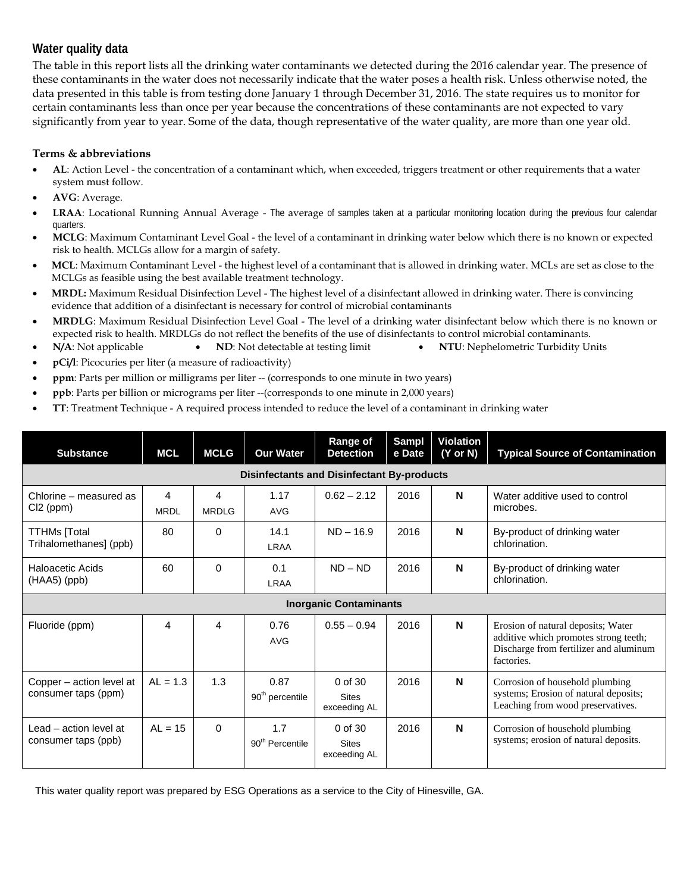## Water quality data

The table in this report lists all the drinking water contaminants we detected during the 2016 calendar year. The presence of these contaminants in the water does not necessarily indicate that the water poses a health risk. Unless otherwise noted, the data presented in this table is from testing done January 1 through December 31, 2016. The state requires us to monitor for certain contaminants less than once per year because the concentrations of these contaminants are not expected to vary significantly from year to year. Some of the data, though representative of the water quality, are more than one year old.

**Terms & abbreviations**

- **AL**: Action Level - the concentration of a contaminant which, when exceeded, triggers treatment or other requirements that a water system must follow.
- **AVG**: Average.
- **LRAA**: Locational Running Annual Average - The average of samples taken at a particular monitoring location during the previous four calendar quarters.
- **MCLG**: Maximum Contaminant Level Goal - the level of a contaminant in drinking water below which there is no known or expected risk to health. MCLGs allow for a margin of safety.
- **MCL**: Maximum Contaminant Level - the highest level of a contaminant that is allowed in drinking water. MCLs are set as close to the MCLGs as feasible using the best available treatment technology.
- **MRDL:** Maximum Residual Disinfection Level - The highest level of a disinfectant allowed in drinking water. There is convincing evidence that addition of a disinfectant is necessary for control of microbial contaminants
- **MRDLG**: Maximum Residual Disinfection Level Goal - The level of a drinking water disinfectant below which there is no known or expected risk to health. MRDLGs do not reflect the benefits of the use of disinfectants to control microbial contaminants.
- **N/A**: Not applicable
- **ND**: Not detectable at testing limit
- **NTU**: Nephelometric Turbidity Units
- **pCi/l**: Picocuries per liter (a measure of radioactivity)
- **ppm**: Parts per million or milligrams per liter -- (corresponds to one minute in two years)
- **ppb**: Parts per billion or micrograms per liter --(corresponds to one minute in 2,000 years)
- **TT**: Treatment Technique - A required process intended to reduce the level of a contaminant in drinking water

| Substance | MCL | MCLG | Our Water | Range of Detection | Sample Date | Violation (Y or N) | Typical Source of Contamination |
|---|---|---|---|---|---|---|---|
| **Disinfectants and Disinfectant By-products** | | | | | | | |
| Chlorine – measured as $Cl_2$ (ppm) | 4 MRDL | 4 MRDLG | 1.17 AVG | 0.62 – 2.12 | 2016 | N | Water additive used to control microbes. |
| TTHMs [Total Trihalomethanes] (ppb) | 80 | 0 | 14.1 LRAA | ND – 16.9 | 2016 | N | By-product of drinking water chlorination. |
| Haloacetic Acids (HAA5) (ppb) | 60 | 0 | 0.1 LRAA | ND – ND | 2016 | N | By-product of drinking water chlorination. |
| **Inorganic Contaminants** | | | | | | | |
| Fluoride (ppm) | 4 | 4 | 0.76 AVG | 0.55 – 0.94 | 2016 | N | Erosion of natural deposits; Water additive which promotes strong teeth; Discharge from fertilizer and aluminum factories. |
| Copper – action level at consumer taps (ppm) | AL = 1.3 | 1.3 | 0.87 90th percentile | 0 of 30 Sites exceeding AL | 2016 | N | Corrosion of household plumbing systems; Erosion of natural deposits; Leaching from wood preservatives. |
| Lead – action level at consumer taps (ppb) | AL = 15 | 0 | 1.7 90th Percentile | 0 of 30 Sites exceeding AL | 2016 | N | Corrosion of household plumbing systems; erosion of natural deposits. |

This water quality report was prepared by ESG Operations as a service to the City of Hinesville, GA.